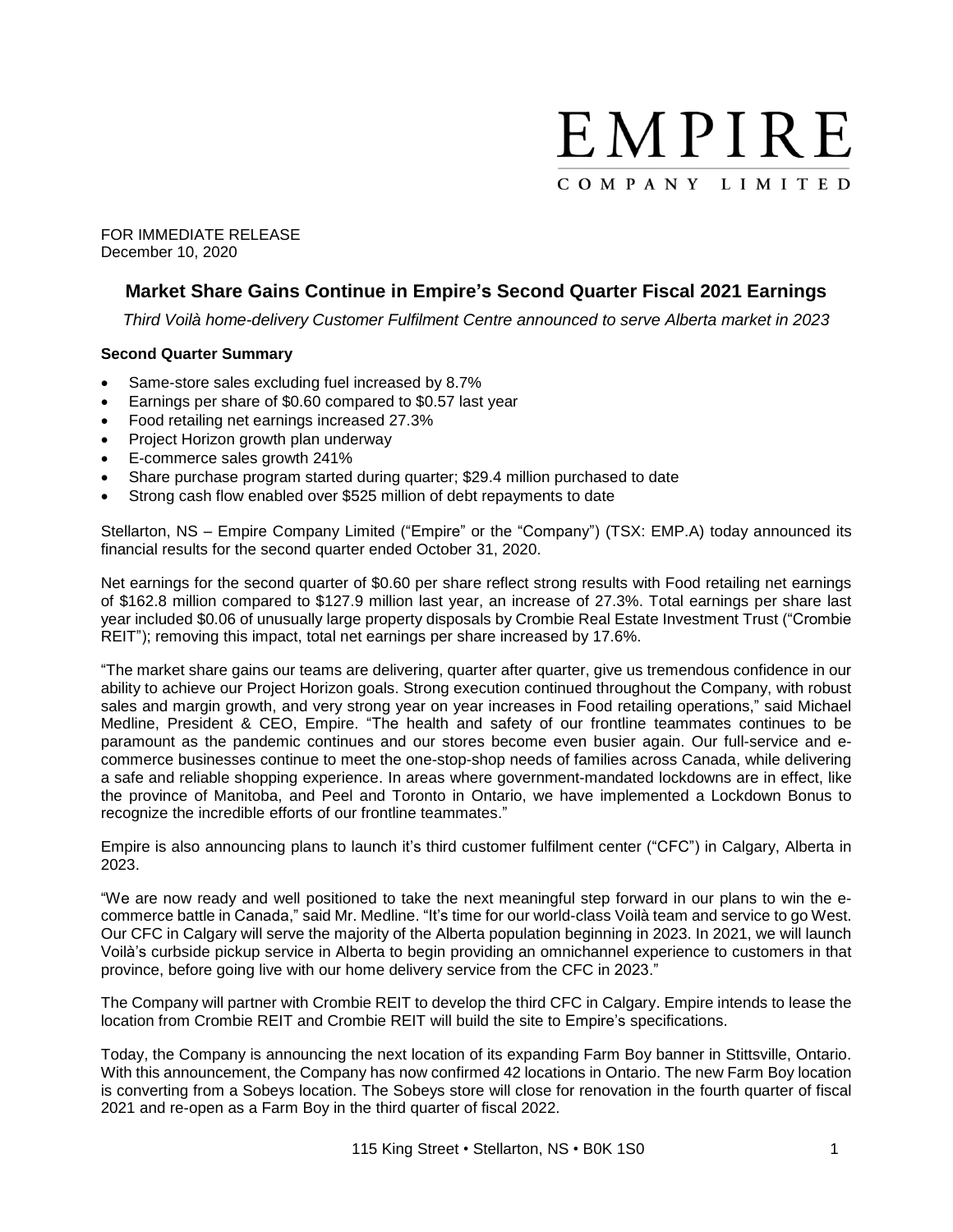# EMPIRE COMPANY LIMITED

FOR IMMEDIATE RELEASE
December 10, 2020

## Market Share Gains Continue in Empire's Second Quarter Fiscal 2021 Earnings

*Third Voilà home-delivery Customer Fulfilment Centre announced to serve Alberta market in 2023*

**Second Quarter Summary**

- Same-store sales excluding fuel increased by 8.7%
- Earnings per share of $0.60 compared to $0.57 last year
- Food retailing net earnings increased 27.3%
- Project Horizon growth plan underway
- E-commerce sales growth 241%
- Share purchase program started during quarter; $29.4 million purchased to date
- Strong cash flow enabled over $525 million of debt repayments to date

Stellarton, NS – Empire Company Limited ("Empire" or the "Company") (TSX: EMP.A) today announced its financial results for the second quarter ended October 31, 2020.

Net earnings for the second quarter of $0.60 per share reflect strong results with Food retailing net earnings of $162.8 million compared to $127.9 million last year, an increase of 27.3%. Total earnings per share last year included $0.06 of unusually large property disposals by Crombie Real Estate Investment Trust ("Crombie REIT"); removing this impact, total net earnings per share increased by 17.6%.

"The market share gains our teams are delivering, quarter after quarter, give us tremendous confidence in our ability to achieve our Project Horizon goals. Strong execution continued throughout the Company, with robust sales and margin growth, and very strong year on year increases in Food retailing operations," said Michael Medline, President & CEO, Empire. "The health and safety of our frontline teammates continues to be paramount as the pandemic continues and our stores become even busier again. Our full-service and e-commerce businesses continue to meet the one-stop-shop needs of families across Canada, while delivering a safe and reliable shopping experience. In areas where government-mandated lockdowns are in effect, like the province of Manitoba, and Peel and Toronto in Ontario, we have implemented a Lockdown Bonus to recognize the incredible efforts of our frontline teammates."

Empire is also announcing plans to launch it's third customer fulfilment center ("CFC") in Calgary, Alberta in 2023.

"We are now ready and well positioned to take the next meaningful step forward in our plans to win the e-commerce battle in Canada," said Mr. Medline. "It's time for our world-class Voilà team and service to go West. Our CFC in Calgary will serve the majority of the Alberta population beginning in 2023. In 2021, we will launch Voilà's curbside pickup service in Alberta to begin providing an omnichannel experience to customers in that province, before going live with our home delivery service from the CFC in 2023."

The Company will partner with Crombie REIT to develop the third CFC in Calgary. Empire intends to lease the location from Crombie REIT and Crombie REIT will build the site to Empire's specifications.

Today, the Company is announcing the next location of its expanding Farm Boy banner in Stittsville, Ontario. With this announcement, the Company has now confirmed 42 locations in Ontario. The new Farm Boy location is converting from a Sobeys location. The Sobeys store will close for renovation in the fourth quarter of fiscal 2021 and re-open as a Farm Boy in the third quarter of fiscal 2022.

115 King Street • Stellarton, NS • B0K 1S0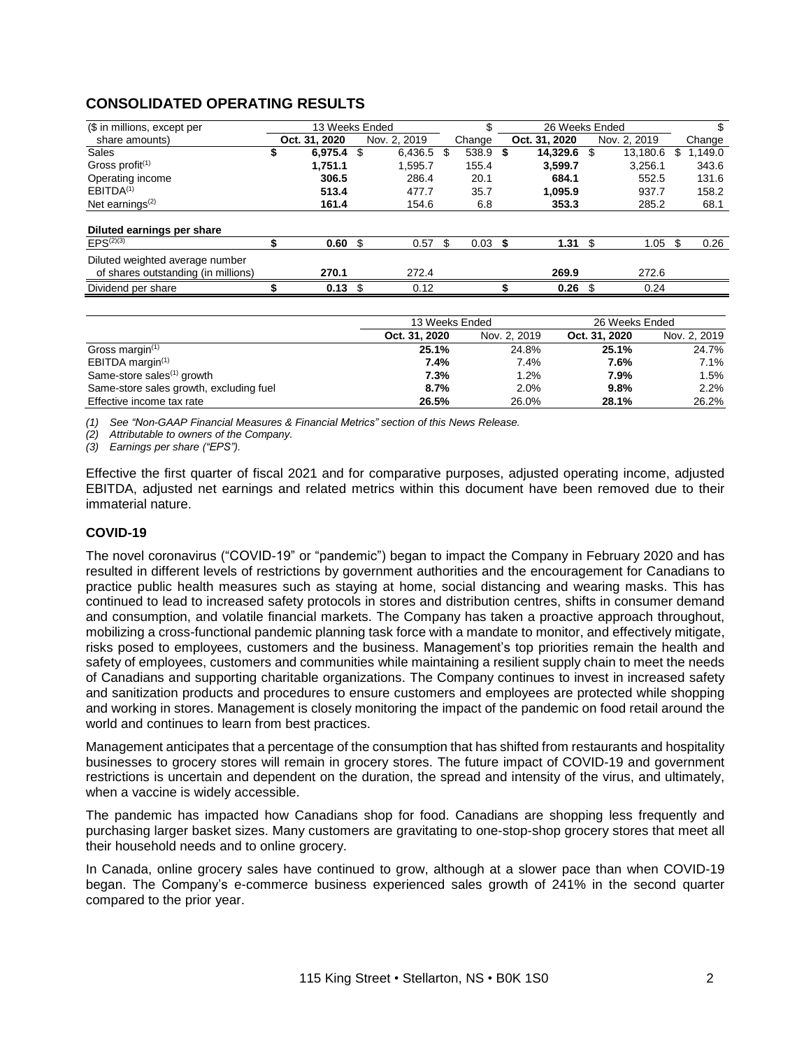## CONSOLIDATED OPERATING RESULTS

| ($ in millions, except per share amounts) | 13 Weeks Ended Oct. 31, 2020 | 13 Weeks Ended Nov. 2, 2019 | $ Change | 26 Weeks Ended Oct. 31, 2020 | 26 Weeks Ended Nov. 2, 2019 | $ Change |
|---|---|---|---|---|---|---|
| Sales | **$ 6,975.4** | $ 6,436.5 | $ 538.9 | **$ 14,329.6** | $ 13,180.6 | $ 1,149.0 |
| Gross profit[(1)] | **1,751.1** | 1,595.7 | 155.4 | **3,599.7** | 3,256.1 | 343.6 |
| Operating income | **306.5** | 286.4 | 20.1 | **684.1** | 552.5 | 131.6 |
| EBITDA[(1)] | **513.4** | 477.7 | 35.7 | **1,095.9** | 937.7 | 158.2 |
| Net earnings[(2)] | **161.4** | 154.6 | 6.8 | **353.3** | 285.2 | 68.1 |
| **Diluted earnings per share** | | | | | | |
| EPS[(2)(3)] | **$ 0.60** | $ 0.57 | $ 0.03 | **$ 1.31** | $ 1.05 | $ 0.26 |
| Diluted weighted average number of shares outstanding (in millions) | **270.1** | 272.4 | | **269.9** | 272.6 | |
| Dividend per share | **$ 0.13** | $ 0.12 | | **$ 0.26** | $ 0.24 | |

| | 13 Weeks Ended Oct. 31, 2020 | 13 Weeks Ended Nov. 2, 2019 | 26 Weeks Ended Oct. 31, 2020 | 26 Weeks Ended Nov. 2, 2019 |
|---|---|---|---|---|
| Gross margin[(1)] | **25.1%** | 24.8% | **25.1%** | 24.7% |
| EBITDA margin[(1)] | **7.4%** | 7.4% | **7.6%** | 7.1% |
| Same-store sales[(1)] growth | **7.3%** | 1.2% | **7.9%** | 1.5% |
| Same-store sales growth, excluding fuel | **8.7%** | 2.0% | **9.8%** | 2.2% |
| Effective income tax rate | **26.5%** | 26.0% | **28.1%** | 26.2% |

*(1) See "Non-GAAP Financial Measures & Financial Metrics" section of this News Release.*
*(2) Attributable to owners of the Company.*
*(3) Earnings per share ("EPS").*

Effective the first quarter of fiscal 2021 and for comparative purposes, adjusted operating income, adjusted EBITDA, adjusted net earnings and related metrics within this document have been removed due to their immaterial nature.

### COVID-19

The novel coronavirus ("COVID-19" or "pandemic") began to impact the Company in February 2020 and has resulted in different levels of restrictions by government authorities and the encouragement for Canadians to practice public health measures such as staying at home, social distancing and wearing masks. This has continued to lead to increased safety protocols in stores and distribution centres, shifts in consumer demand and consumption, and volatile financial markets. The Company has taken a proactive approach throughout, mobilizing a cross-functional pandemic planning task force with a mandate to monitor, and effectively mitigate, risks posed to employees, customers and the business. Management's top priorities remain the health and safety of employees, customers and communities while maintaining a resilient supply chain to meet the needs of Canadians and supporting charitable organizations. The Company continues to invest in increased safety and sanitization products and procedures to ensure customers and employees are protected while shopping and working in stores. Management is closely monitoring the impact of the pandemic on food retail around the world and continues to learn from best practices.

Management anticipates that a percentage of the consumption that has shifted from restaurants and hospitality businesses to grocery stores will remain in grocery stores. The future impact of COVID-19 and government restrictions is uncertain and dependent on the duration, the spread and intensity of the virus, and ultimately, when a vaccine is widely accessible.

The pandemic has impacted how Canadians shop for food. Canadians are shopping less frequently and purchasing larger basket sizes. Many customers are gravitating to one-stop-shop grocery stores that meet all their household needs and to online grocery.

In Canada, online grocery sales have continued to grow, although at a slower pace than when COVID-19 began. The Company's e-commerce business experienced sales growth of 241% in the second quarter compared to the prior year.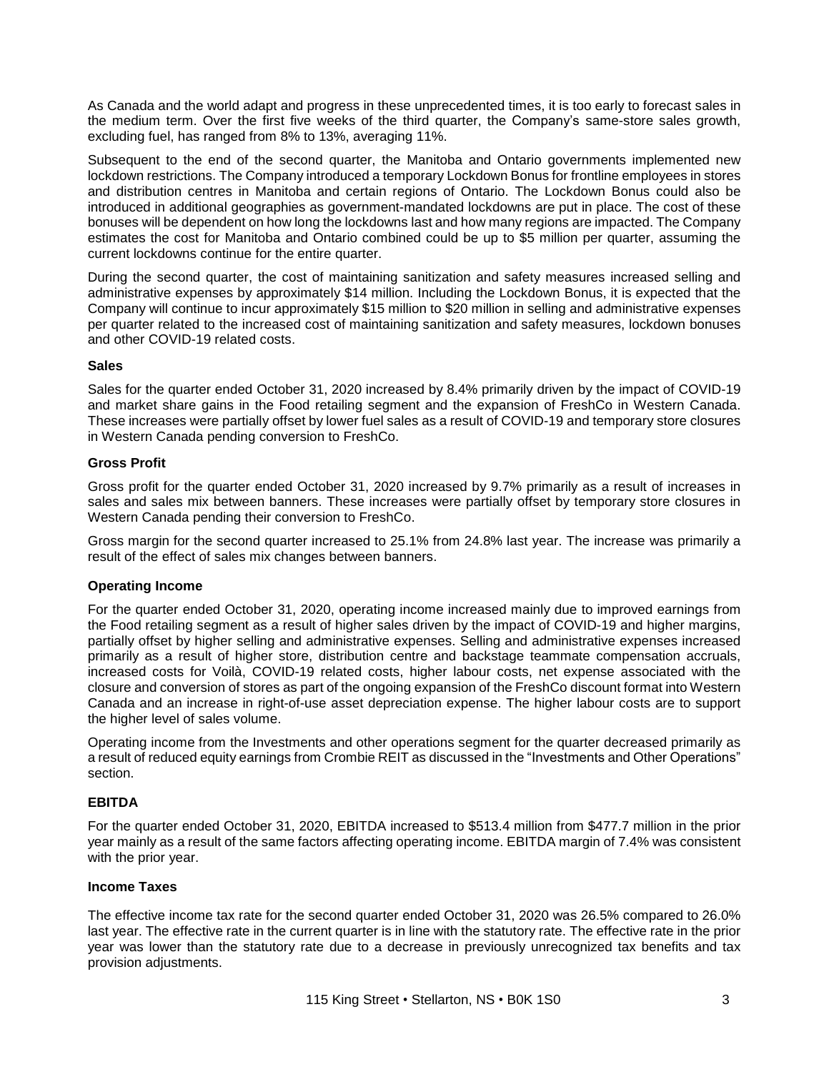As Canada and the world adapt and progress in these unprecedented times, it is too early to forecast sales in the medium term. Over the first five weeks of the third quarter, the Company's same-store sales growth, excluding fuel, has ranged from 8% to 13%, averaging 11%.

Subsequent to the end of the second quarter, the Manitoba and Ontario governments implemented new lockdown restrictions. The Company introduced a temporary Lockdown Bonus for frontline employees in stores and distribution centres in Manitoba and certain regions of Ontario. The Lockdown Bonus could also be introduced in additional geographies as government-mandated lockdowns are put in place. The cost of these bonuses will be dependent on how long the lockdowns last and how many regions are impacted. The Company estimates the cost for Manitoba and Ontario combined could be up to $5 million per quarter, assuming the current lockdowns continue for the entire quarter.

During the second quarter, the cost of maintaining sanitization and safety measures increased selling and administrative expenses by approximately $14 million. Including the Lockdown Bonus, it is expected that the Company will continue to incur approximately $15 million to $20 million in selling and administrative expenses per quarter related to the increased cost of maintaining sanitization and safety measures, lockdown bonuses and other COVID-19 related costs.

**Sales**

Sales for the quarter ended October 31, 2020 increased by 8.4% primarily driven by the impact of COVID-19 and market share gains in the Food retailing segment and the expansion of FreshCo in Western Canada. These increases were partially offset by lower fuel sales as a result of COVID-19 and temporary store closures in Western Canada pending conversion to FreshCo.

**Gross Profit**

Gross profit for the quarter ended October 31, 2020 increased by 9.7% primarily as a result of increases in sales and sales mix between banners. These increases were partially offset by temporary store closures in Western Canada pending their conversion to FreshCo.

Gross margin for the second quarter increased to 25.1% from 24.8% last year. The increase was primarily a result of the effect of sales mix changes between banners.

**Operating Income**

For the quarter ended October 31, 2020, operating income increased mainly due to improved earnings from the Food retailing segment as a result of higher sales driven by the impact of COVID-19 and higher margins, partially offset by higher selling and administrative expenses. Selling and administrative expenses increased primarily as a result of higher store, distribution centre and backstage teammate compensation accruals, increased costs for Voilà, COVID-19 related costs, higher labour costs, net expense associated with the closure and conversion of stores as part of the ongoing expansion of the FreshCo discount format into Western Canada and an increase in right-of-use asset depreciation expense. The higher labour costs are to support the higher level of sales volume.

Operating income from the Investments and other operations segment for the quarter decreased primarily as a result of reduced equity earnings from Crombie REIT as discussed in the "Investments and Other Operations" section.

**EBITDA**

For the quarter ended October 31, 2020, EBITDA increased to $513.4 million from $477.7 million in the prior year mainly as a result of the same factors affecting operating income. EBITDA margin of 7.4% was consistent with the prior year.

**Income Taxes**

The effective income tax rate for the second quarter ended October 31, 2020 was 26.5% compared to 26.0% last year. The effective rate in the current quarter is in line with the statutory rate. The effective rate in the prior year was lower than the statutory rate due to a decrease in previously unrecognized tax benefits and tax provision adjustments.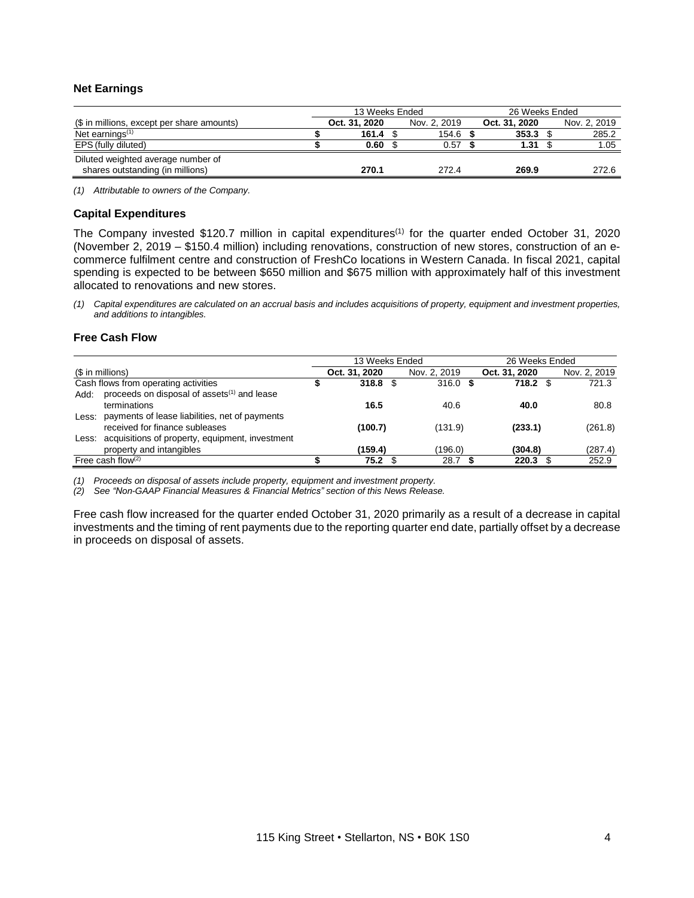## Net Earnings

| ($ in millions, except per share amounts) | 13 Weeks Ended Oct. 31, 2020 | 13 Weeks Ended Nov. 2, 2019 | 26 Weeks Ended Oct. 31, 2020 | 26 Weeks Ended Nov. 2, 2019 |
|---|---|---|---|---|
| Net earnings[(1)] | **$ 161.4** | $ 154.6 | **$ 353.3** | $ 285.2 |
| EPS (fully diluted) | **$ 0.60** | $ 0.57 | **$ 1.31** | $ 1.05 |
| Diluted weighted average number of shares outstanding (in millions) | **270.1** | 272.4 | **269.9** | 272.6 |

*(1) Attributable to owners of the Company.*

## Capital Expenditures

The Company invested $120.7 million in capital expenditures[(1)] for the quarter ended October 31, 2020 (November 2, 2019 – $150.4 million) including renovations, construction of new stores, construction of an e-commerce fulfilment centre and construction of FreshCo locations in Western Canada. In fiscal 2021, capital spending is expected to be between $650 million and $675 million with approximately half of this investment allocated to renovations and new stores.

*(1) Capital expenditures are calculated on an accrual basis and includes acquisitions of property, equipment and investment properties, and additions to intangibles.*

## Free Cash Flow

| ($ in millions) | 13 Weeks Ended Oct. 31, 2020 | 13 Weeks Ended Nov. 2, 2019 | 26 Weeks Ended Oct. 31, 2020 | 26 Weeks Ended Nov. 2, 2019 |
|---|---|---|---|---|
| Cash flows from operating activities | **$ 318.8** | $ 316.0 | **$ 718.2** | $ 721.3 |
| Add: proceeds on disposal of assets[(1)] and lease terminations | **16.5** | 40.6 | **40.0** | 80.8 |
| Less: payments of lease liabilities, net of payments received for finance subleases | **(100.7)** | (131.9) | **(233.1)** | (261.8) |
| Less: acquisitions of property, equipment, investment property and intangibles | **(159.4)** | (196.0) | **(304.8)** | (287.4) |
| Free cash flow[(2)] | **$ 75.2** | $ 28.7 | **$ 220.3** | $ 252.9 |

*(1) Proceeds on disposal of assets include property, equipment and investment property.*
*(2) See "Non-GAAP Financial Measures & Financial Metrics" section of this News Release.*

Free cash flow increased for the quarter ended October 31, 2020 primarily as a result of a decrease in capital investments and the timing of rent payments due to the reporting quarter end date, partially offset by a decrease in proceeds on disposal of assets.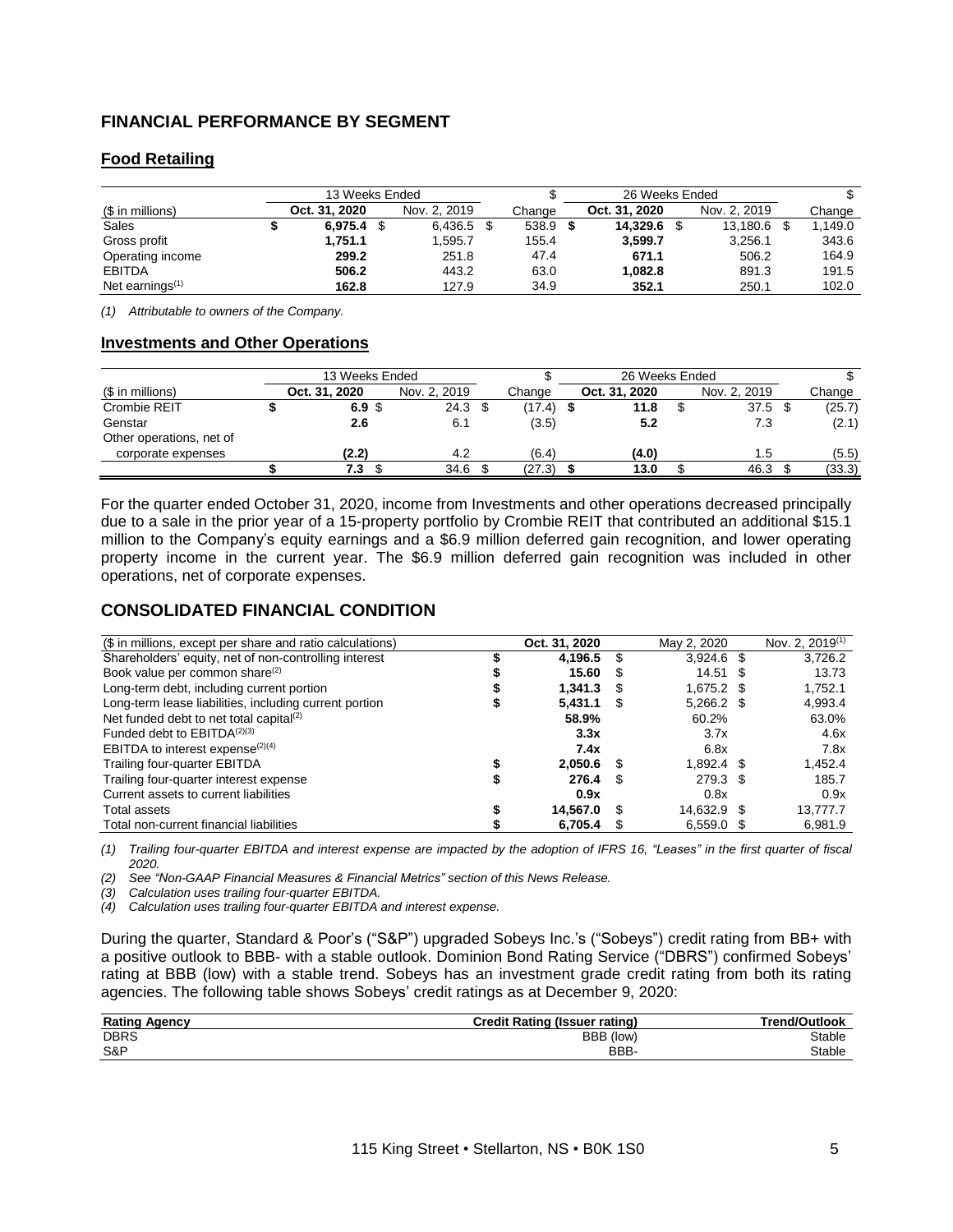## FINANCIAL PERFORMANCE BY SEGMENT

### Food Retailing

| | 13 Weeks Ended | | $ | 26 Weeks Ended | | $ |
|---|---|---|---|---|---|---|
| ($ in millions) | **Oct. 31, 2020** | Nov. 2, 2019 | Change | **Oct. 31, 2020** | Nov. 2, 2019 | Change |
| Sales | **$ 6,975.4** | $ 6,436.5 | $ 538.9 | **$ 14,329.6** | $ 13,180.6 | $ 1,149.0 |
| Gross profit | **1,751.1** | 1,595.7 | 155.4 | **3,599.7** | 3,256.1 | 343.6 |
| Operating income | **299.2** | 251.8 | 47.4 | **671.1** | 506.2 | 164.9 |
| EBITDA | **506.2** | 443.2 | 63.0 | **1,082.8** | 891.3 | 191.5 |
| Net earnings[(1)] | **162.8** | 127.9 | 34.9 | **352.1** | 250.1 | 102.0 |

*(1) Attributable to owners of the Company.*

### Investments and Other Operations

| | 13 Weeks Ended | | $ | 26 Weeks Ended | | $ |
|---|---|---|---|---|---|---|
| ($ in millions) | **Oct. 31, 2020** | Nov. 2, 2019 | Change | **Oct. 31, 2020** | Nov. 2, 2019 | Change |
| Crombie REIT | **$ 6.9** | $ 24.3 | $ (17.4) | **$ 11.8** | $ 37.5 | $ (25.7) |
| Genstar | **2.6** | 6.1 | (3.5) | **5.2** | 7.3 | (2.1) |
| Other operations, net of corporate expenses | **(2.2)** | 4.2 | (6.4) | **(4.0)** | 1.5 | (5.5) |
| | **$ 7.3** | $ 34.6 | $ (27.3) | **$ 13.0** | $ 46.3 | $ (33.3) |

For the quarter ended October 31, 2020, income from Investments and other operations decreased principally due to a sale in the prior year of a 15-property portfolio by Crombie REIT that contributed an additional $15.1 million to the Company's equity earnings and a $6.9 million deferred gain recognition, and lower operating property income in the current year. The $6.9 million deferred gain recognition was included in other operations, net of corporate expenses.

## CONSOLIDATED FINANCIAL CONDITION

| ($ in millions, except per share and ratio calculations) | Oct. 31, 2020 | May 2, 2020 | Nov. 2, 2019[(1)] |
|---|---|---|---|
| Shareholders' equity, net of non-controlling interest | **$ 4,196.5** | $ 3,924.6 | $ 3,726.2 |
| Book value per common share[(2)] | **$ 15.60** | $ 14.51 | $ 13.73 |
| Long-term debt, including current portion | **$ 1,341.3** | $ 1,675.2 | $ 1,752.1 |
| Long-term lease liabilities, including current portion | **$ 5,431.1** | $ 5,266.2 | $ 4,993.4 |
| Net funded debt to net total capital[(2)] | **58.9%** | 60.2% | 63.0% |
| Funded debt to EBITDA[(2)(3)] | **3.3x** | 3.7x | 4.6x |
| EBITDA to interest expense[(2)(4)] | **7.4x** | 6.8x | 7.8x |
| Trailing four-quarter EBITDA | **$ 2,050.6** | $ 1,892.4 | $ 1,452.4 |
| Trailing four-quarter interest expense | **$ 276.4** | $ 279.3 | $ 185.7 |
| Current assets to current liabilities | **0.9x** | 0.8x | 0.9x |
| Total assets | **$ 14,567.0** | $ 14,632.9 | $ 13,777.7 |
| Total non-current financial liabilities | **$ 6,705.4** | $ 6,559.0 | $ 6,981.9 |

*(1) Trailing four-quarter EBITDA and interest expense are impacted by the adoption of IFRS 16, "Leases" in the first quarter of fiscal 2020.*

*(2) See "Non-GAAP Financial Measures & Financial Metrics" section of this News Release.*

*(3) Calculation uses trailing four-quarter EBITDA.*

*(4) Calculation uses trailing four-quarter EBITDA and interest expense.*

During the quarter, Standard & Poor's ("S&P") upgraded Sobeys Inc.'s ("Sobeys") credit rating from BB+ with a positive outlook to BBB- with a stable outlook. Dominion Bond Rating Service ("DBRS") confirmed Sobeys' rating at BBB (low) with a stable trend. Sobeys has an investment grade credit rating from both its rating agencies. The following table shows Sobeys' credit ratings as at December 9, 2020:

| Rating Agency | Credit Rating (Issuer rating) | Trend/Outlook |
|---|---|---|
| DBRS | BBB (low) | Stable |
| S&P | BBB- | Stable |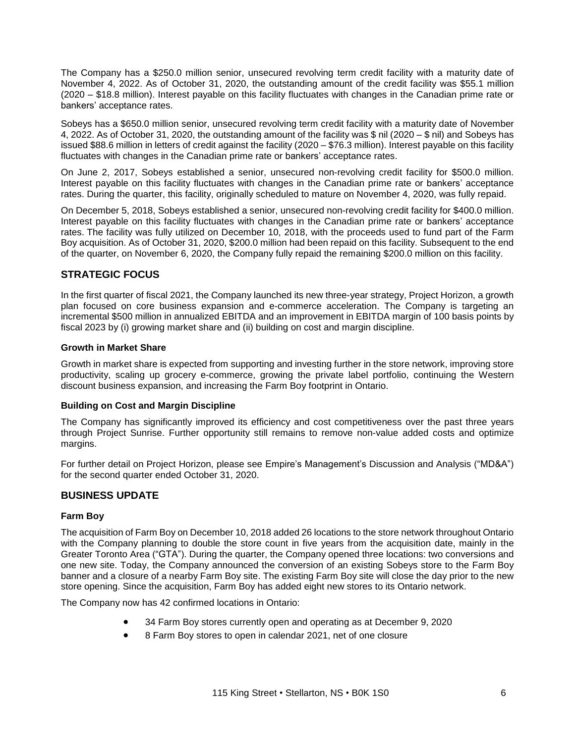The Company has a $250.0 million senior, unsecured revolving term credit facility with a maturity date of November 4, 2022. As of October 31, 2020, the outstanding amount of the credit facility was $55.1 million (2020 – $18.8 million). Interest payable on this facility fluctuates with changes in the Canadian prime rate or bankers' acceptance rates.

Sobeys has a $650.0 million senior, unsecured revolving term credit facility with a maturity date of November 4, 2022. As of October 31, 2020, the outstanding amount of the facility was $ nil (2020 – $ nil) and Sobeys has issued $88.6 million in letters of credit against the facility (2020 – $76.3 million). Interest payable on this facility fluctuates with changes in the Canadian prime rate or bankers' acceptance rates.

On June 2, 2017, Sobeys established a senior, unsecured non-revolving credit facility for $500.0 million. Interest payable on this facility fluctuates with changes in the Canadian prime rate or bankers' acceptance rates. During the quarter, this facility, originally scheduled to mature on November 4, 2020, was fully repaid.

On December 5, 2018, Sobeys established a senior, unsecured non-revolving credit facility for $400.0 million. Interest payable on this facility fluctuates with changes in the Canadian prime rate or bankers' acceptance rates. The facility was fully utilized on December 10, 2018, with the proceeds used to fund part of the Farm Boy acquisition. As of October 31, 2020, $200.0 million had been repaid on this facility. Subsequent to the end of the quarter, on November 6, 2020, the Company fully repaid the remaining $200.0 million on this facility.

## STRATEGIC FOCUS

In the first quarter of fiscal 2021, the Company launched its new three-year strategy, Project Horizon, a growth plan focused on core business expansion and e-commerce acceleration. The Company is targeting an incremental $500 million in annualized EBITDA and an improvement in EBITDA margin of 100 basis points by fiscal 2023 by (i) growing market share and (ii) building on cost and margin discipline.

### Growth in Market Share

Growth in market share is expected from supporting and investing further in the store network, improving store productivity, scaling up grocery e-commerce, growing the private label portfolio, continuing the Western discount business expansion, and increasing the Farm Boy footprint in Ontario.

### Building on Cost and Margin Discipline

The Company has significantly improved its efficiency and cost competitiveness over the past three years through Project Sunrise. Further opportunity still remains to remove non-value added costs and optimize margins.

For further detail on Project Horizon, please see Empire's Management's Discussion and Analysis ("MD&A") for the second quarter ended October 31, 2020.

## BUSINESS UPDATE

### Farm Boy

The acquisition of Farm Boy on December 10, 2018 added 26 locations to the store network throughout Ontario with the Company planning to double the store count in five years from the acquisition date, mainly in the Greater Toronto Area ("GTA"). During the quarter, the Company opened three locations: two conversions and one new site. Today, the Company announced the conversion of an existing Sobeys store to the Farm Boy banner and a closure of a nearby Farm Boy site. The existing Farm Boy site will close the day prior to the new store opening. Since the acquisition, Farm Boy has added eight new stores to its Ontario network.

The Company now has 42 confirmed locations in Ontario:

- 34 Farm Boy stores currently open and operating as at December 9, 2020
- 8 Farm Boy stores to open in calendar 2021, net of one closure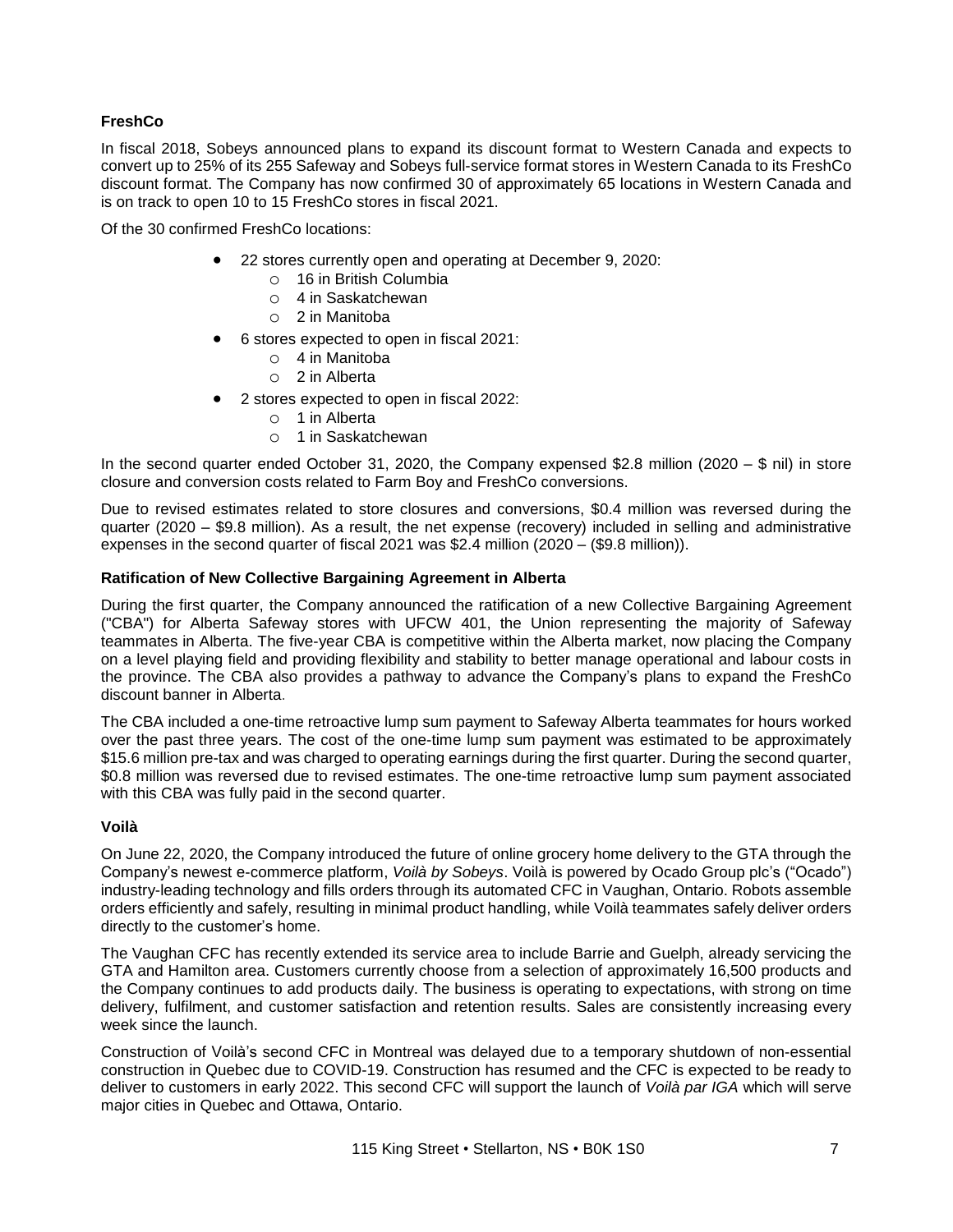### FreshCo

In fiscal 2018, Sobeys announced plans to expand its discount format to Western Canada and expects to convert up to 25% of its 255 Safeway and Sobeys full-service format stores in Western Canada to its FreshCo discount format. The Company has now confirmed 30 of approximately 65 locations in Western Canada and is on track to open 10 to 15 FreshCo stores in fiscal 2021.

Of the 30 confirmed FreshCo locations:

- 22 stores currently open and operating at December 9, 2020:
    - 16 in British Columbia
    - 4 in Saskatchewan
    - 2 in Manitoba
- 6 stores expected to open in fiscal 2021:
    - 4 in Manitoba
    - 2 in Alberta
- 2 stores expected to open in fiscal 2022:
    - 1 in Alberta
    - 1 in Saskatchewan

In the second quarter ended October 31, 2020, the Company expensed $2.8 million (2020 – $ nil) in store closure and conversion costs related to Farm Boy and FreshCo conversions.

Due to revised estimates related to store closures and conversions, $0.4 million was reversed during the quarter (2020 – $9.8 million). As a result, the net expense (recovery) included in selling and administrative expenses in the second quarter of fiscal 2021 was $2.4 million (2020 – ($9.8 million)).

### Ratification of New Collective Bargaining Agreement in Alberta

During the first quarter, the Company announced the ratification of a new Collective Bargaining Agreement ("CBA") for Alberta Safeway stores with UFCW 401, the Union representing the majority of Safeway teammates in Alberta. The five-year CBA is competitive within the Alberta market, now placing the Company on a level playing field and providing flexibility and stability to better manage operational and labour costs in the province. The CBA also provides a pathway to advance the Company's plans to expand the FreshCo discount banner in Alberta.

The CBA included a one-time retroactive lump sum payment to Safeway Alberta teammates for hours worked over the past three years. The cost of the one-time lump sum payment was estimated to be approximately $15.6 million pre-tax and was charged to operating earnings during the first quarter. During the second quarter, $0.8 million was reversed due to revised estimates. The one-time retroactive lump sum payment associated with this CBA was fully paid in the second quarter.

### Voilà

On June 22, 2020, the Company introduced the future of online grocery home delivery to the GTA through the Company's newest e-commerce platform, *Voilà by Sobeys*. Voilà is powered by Ocado Group plc's ("Ocado") industry-leading technology and fills orders through its automated CFC in Vaughan, Ontario. Robots assemble orders efficiently and safely, resulting in minimal product handling, while Voilà teammates safely deliver orders directly to the customer's home.

The Vaughan CFC has recently extended its service area to include Barrie and Guelph, already servicing the GTA and Hamilton area. Customers currently choose from a selection of approximately 16,500 products and the Company continues to add products daily. The business is operating to expectations, with strong on time delivery, fulfilment, and customer satisfaction and retention results. Sales are consistently increasing every week since the launch.

Construction of Voilà's second CFC in Montreal was delayed due to a temporary shutdown of non-essential construction in Quebec due to COVID-19. Construction has resumed and the CFC is expected to be ready to deliver to customers in early 2022. This second CFC will support the launch of *Voilà par IGA* which will serve major cities in Quebec and Ottawa, Ontario.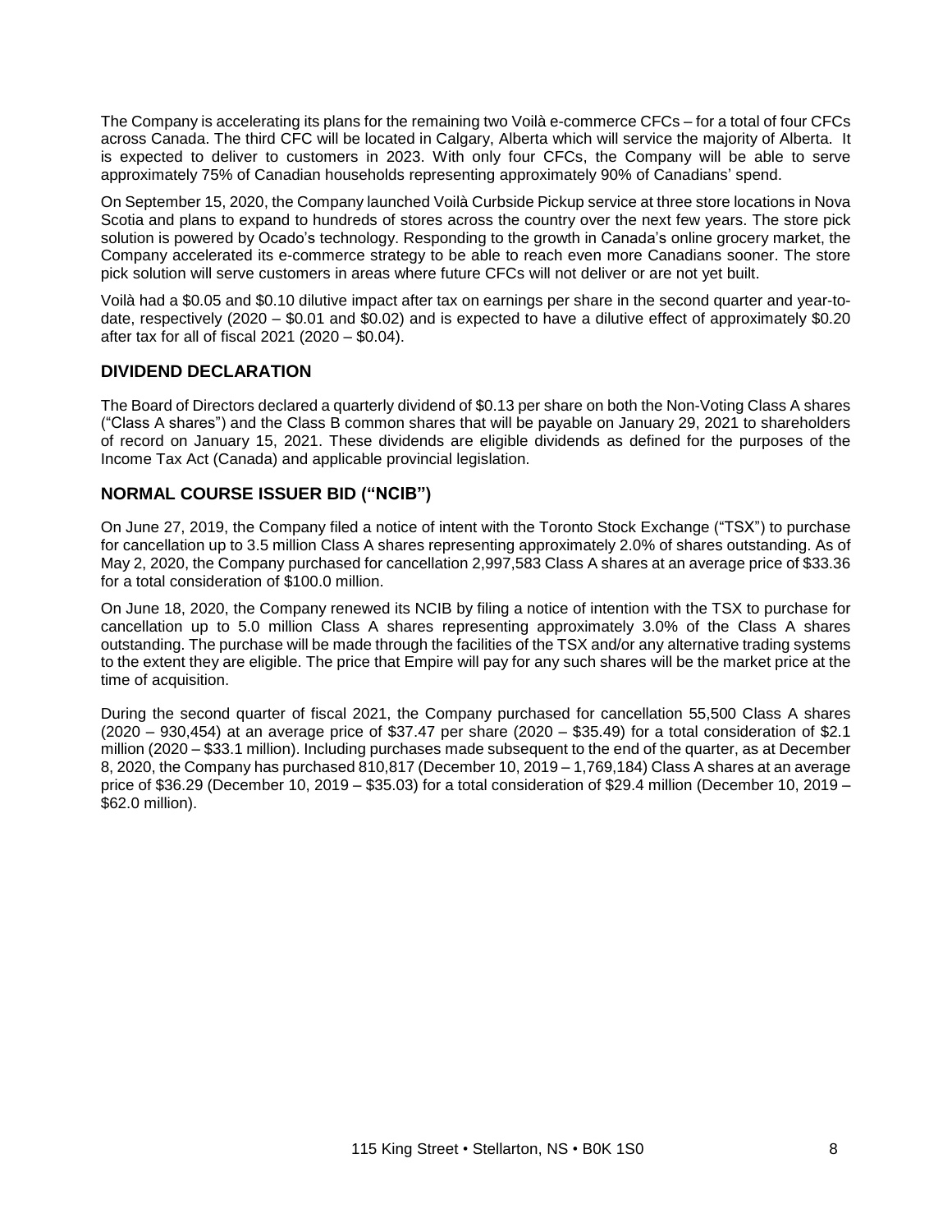The Company is accelerating its plans for the remaining two Voilà e-commerce CFCs – for a total of four CFCs across Canada. The third CFC will be located in Calgary, Alberta which will service the majority of Alberta. It is expected to deliver to customers in 2023. With only four CFCs, the Company will be able to serve approximately 75% of Canadian households representing approximately 90% of Canadians' spend.

On September 15, 2020, the Company launched Voilà Curbside Pickup service at three store locations in Nova Scotia and plans to expand to hundreds of stores across the country over the next few years. The store pick solution is powered by Ocado's technology. Responding to the growth in Canada's online grocery market, the Company accelerated its e-commerce strategy to be able to reach even more Canadians sooner. The store pick solution will serve customers in areas where future CFCs will not deliver or are not yet built.

Voilà had a $0.05 and $0.10 dilutive impact after tax on earnings per share in the second quarter and year-to-date, respectively (2020 – $0.01 and $0.02) and is expected to have a dilutive effect of approximately $0.20 after tax for all of fiscal 2021 (2020 – $0.04).

## DIVIDEND DECLARATION

The Board of Directors declared a quarterly dividend of $0.13 per share on both the Non-Voting Class A shares ("Class A shares") and the Class B common shares that will be payable on January 29, 2021 to shareholders of record on January 15, 2021. These dividends are eligible dividends as defined for the purposes of the Income Tax Act (Canada) and applicable provincial legislation.

## NORMAL COURSE ISSUER BID ("NCIB")

On June 27, 2019, the Company filed a notice of intent with the Toronto Stock Exchange ("TSX") to purchase for cancellation up to 3.5 million Class A shares representing approximately 2.0% of shares outstanding. As of May 2, 2020, the Company purchased for cancellation 2,997,583 Class A shares at an average price of $33.36 for a total consideration of $100.0 million.

On June 18, 2020, the Company renewed its NCIB by filing a notice of intention with the TSX to purchase for cancellation up to 5.0 million Class A shares representing approximately 3.0% of the Class A shares outstanding. The purchase will be made through the facilities of the TSX and/or any alternative trading systems to the extent they are eligible. The price that Empire will pay for any such shares will be the market price at the time of acquisition.

During the second quarter of fiscal 2021, the Company purchased for cancellation 55,500 Class A shares (2020 – 930,454) at an average price of $37.47 per share (2020 – $35.49) for a total consideration of $2.1 million (2020 – $33.1 million). Including purchases made subsequent to the end of the quarter, as at December 8, 2020, the Company has purchased 810,817 (December 10, 2019 – 1,769,184) Class A shares at an average price of $36.29 (December 10, 2019 – $35.03) for a total consideration of $29.4 million (December 10, 2019 – $62.0 million).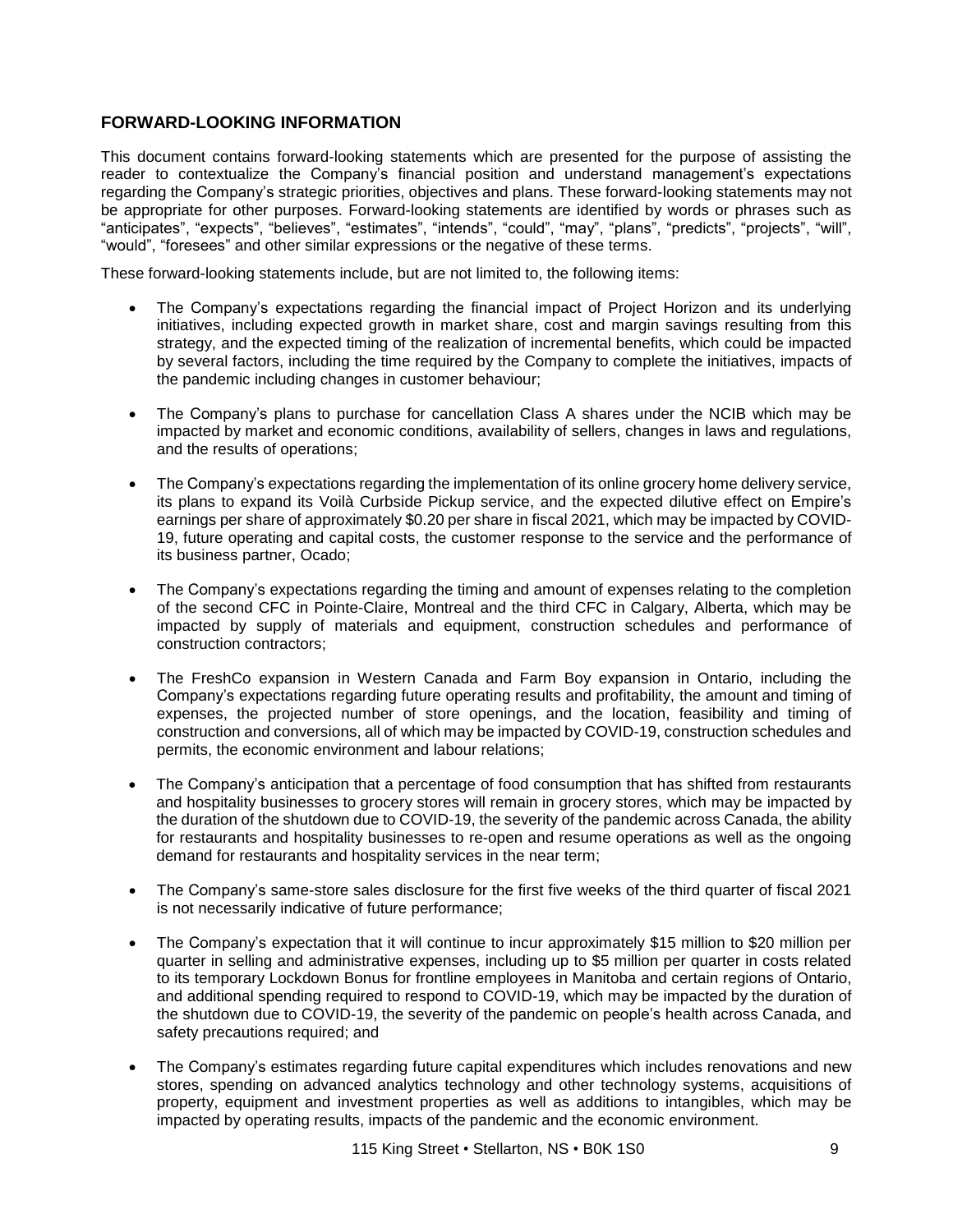## FORWARD-LOOKING INFORMATION

This document contains forward-looking statements which are presented for the purpose of assisting the reader to contextualize the Company's financial position and understand management's expectations regarding the Company's strategic priorities, objectives and plans. These forward-looking statements may not be appropriate for other purposes. Forward-looking statements are identified by words or phrases such as "anticipates", "expects", "believes", "estimates", "intends", "could", "may", "plans", "predicts", "projects", "will", "would", "foresees" and other similar expressions or the negative of these terms.

These forward-looking statements include, but are not limited to, the following items:

- The Company's expectations regarding the financial impact of Project Horizon and its underlying initiatives, including expected growth in market share, cost and margin savings resulting from this strategy, and the expected timing of the realization of incremental benefits, which could be impacted by several factors, including the time required by the Company to complete the initiatives, impacts of the pandemic including changes in customer behaviour;

- The Company's plans to purchase for cancellation Class A shares under the NCIB which may be impacted by market and economic conditions, availability of sellers, changes in laws and regulations, and the results of operations;

- The Company's expectations regarding the implementation of its online grocery home delivery service, its plans to expand its Voilà Curbside Pickup service, and the expected dilutive effect on Empire's earnings per share of approximately $0.20 per share in fiscal 2021, which may be impacted by COVID-19, future operating and capital costs, the customer response to the service and the performance of its business partner, Ocado;

- The Company's expectations regarding the timing and amount of expenses relating to the completion of the second CFC in Pointe-Claire, Montreal and the third CFC in Calgary, Alberta, which may be impacted by supply of materials and equipment, construction schedules and performance of construction contractors;

- The FreshCo expansion in Western Canada and Farm Boy expansion in Ontario, including the Company's expectations regarding future operating results and profitability, the amount and timing of expenses, the projected number of store openings, and the location, feasibility and timing of construction and conversions, all of which may be impacted by COVID-19, construction schedules and permits, the economic environment and labour relations;

- The Company's anticipation that a percentage of food consumption that has shifted from restaurants and hospitality businesses to grocery stores will remain in grocery stores, which may be impacted by the duration of the shutdown due to COVID-19, the severity of the pandemic across Canada, the ability for restaurants and hospitality businesses to re-open and resume operations as well as the ongoing demand for restaurants and hospitality services in the near term;

- The Company's same-store sales disclosure for the first five weeks of the third quarter of fiscal 2021 is not necessarily indicative of future performance;

- The Company's expectation that it will continue to incur approximately $15 million to $20 million per quarter in selling and administrative expenses, including up to $5 million per quarter in costs related to its temporary Lockdown Bonus for frontline employees in Manitoba and certain regions of Ontario, and additional spending required to respond to COVID-19, which may be impacted by the duration of the shutdown due to COVID-19, the severity of the pandemic on people's health across Canada, and safety precautions required; and

- The Company's estimates regarding future capital expenditures which includes renovations and new stores, spending on advanced analytics technology and other technology systems, acquisitions of property, equipment and investment properties as well as additions to intangibles, which may be impacted by operating results, impacts of the pandemic and the economic environment.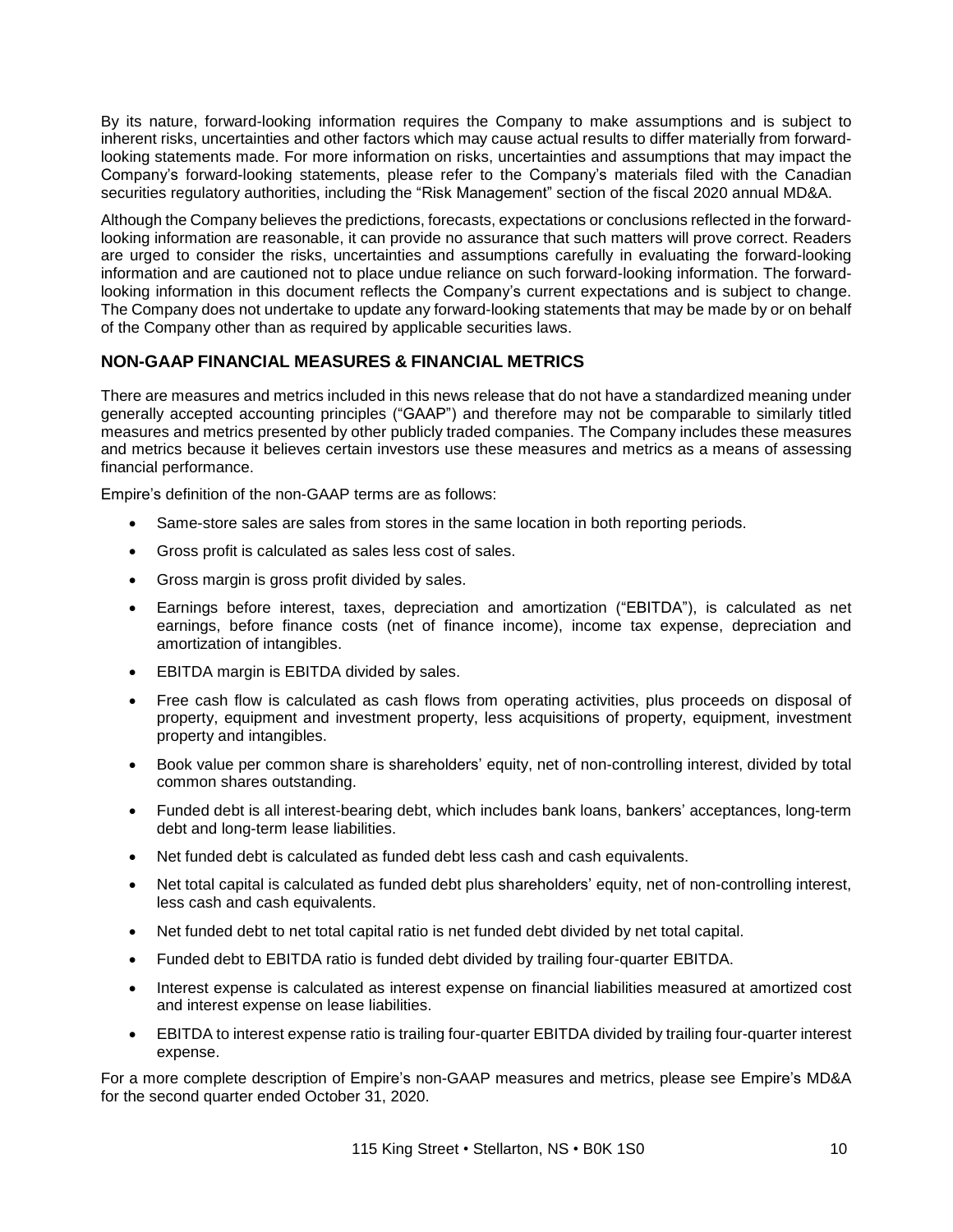By its nature, forward-looking information requires the Company to make assumptions and is subject to inherent risks, uncertainties and other factors which may cause actual results to differ materially from forward-looking statements made. For more information on risks, uncertainties and assumptions that may impact the Company's forward-looking statements, please refer to the Company's materials filed with the Canadian securities regulatory authorities, including the "Risk Management" section of the fiscal 2020 annual MD&A.

Although the Company believes the predictions, forecasts, expectations or conclusions reflected in the forward-looking information are reasonable, it can provide no assurance that such matters will prove correct. Readers are urged to consider the risks, uncertainties and assumptions carefully in evaluating the forward-looking information and are cautioned not to place undue reliance on such forward-looking information. The forward-looking information in this document reflects the Company's current expectations and is subject to change. The Company does not undertake to update any forward-looking statements that may be made by or on behalf of the Company other than as required by applicable securities laws.

## NON-GAAP FINANCIAL MEASURES & FINANCIAL METRICS

There are measures and metrics included in this news release that do not have a standardized meaning under generally accepted accounting principles ("GAAP") and therefore may not be comparable to similarly titled measures and metrics presented by other publicly traded companies. The Company includes these measures and metrics because it believes certain investors use these measures and metrics as a means of assessing financial performance.

Empire's definition of the non-GAAP terms are as follows:

- Same-store sales are sales from stores in the same location in both reporting periods.
- Gross profit is calculated as sales less cost of sales.
- Gross margin is gross profit divided by sales.
- Earnings before interest, taxes, depreciation and amortization ("EBITDA"), is calculated as net earnings, before finance costs (net of finance income), income tax expense, depreciation and amortization of intangibles.
- EBITDA margin is EBITDA divided by sales.
- Free cash flow is calculated as cash flows from operating activities, plus proceeds on disposal of property, equipment and investment property, less acquisitions of property, equipment, investment property and intangibles.
- Book value per common share is shareholders' equity, net of non-controlling interest, divided by total common shares outstanding.
- Funded debt is all interest-bearing debt, which includes bank loans, bankers' acceptances, long-term debt and long-term lease liabilities.
- Net funded debt is calculated as funded debt less cash and cash equivalents.
- Net total capital is calculated as funded debt plus shareholders' equity, net of non-controlling interest, less cash and cash equivalents.
- Net funded debt to net total capital ratio is net funded debt divided by net total capital.
- Funded debt to EBITDA ratio is funded debt divided by trailing four-quarter EBITDA.
- Interest expense is calculated as interest expense on financial liabilities measured at amortized cost and interest expense on lease liabilities.
- EBITDA to interest expense ratio is trailing four-quarter EBITDA divided by trailing four-quarter interest expense.

For a more complete description of Empire's non-GAAP measures and metrics, please see Empire's MD&A for the second quarter ended October 31, 2020.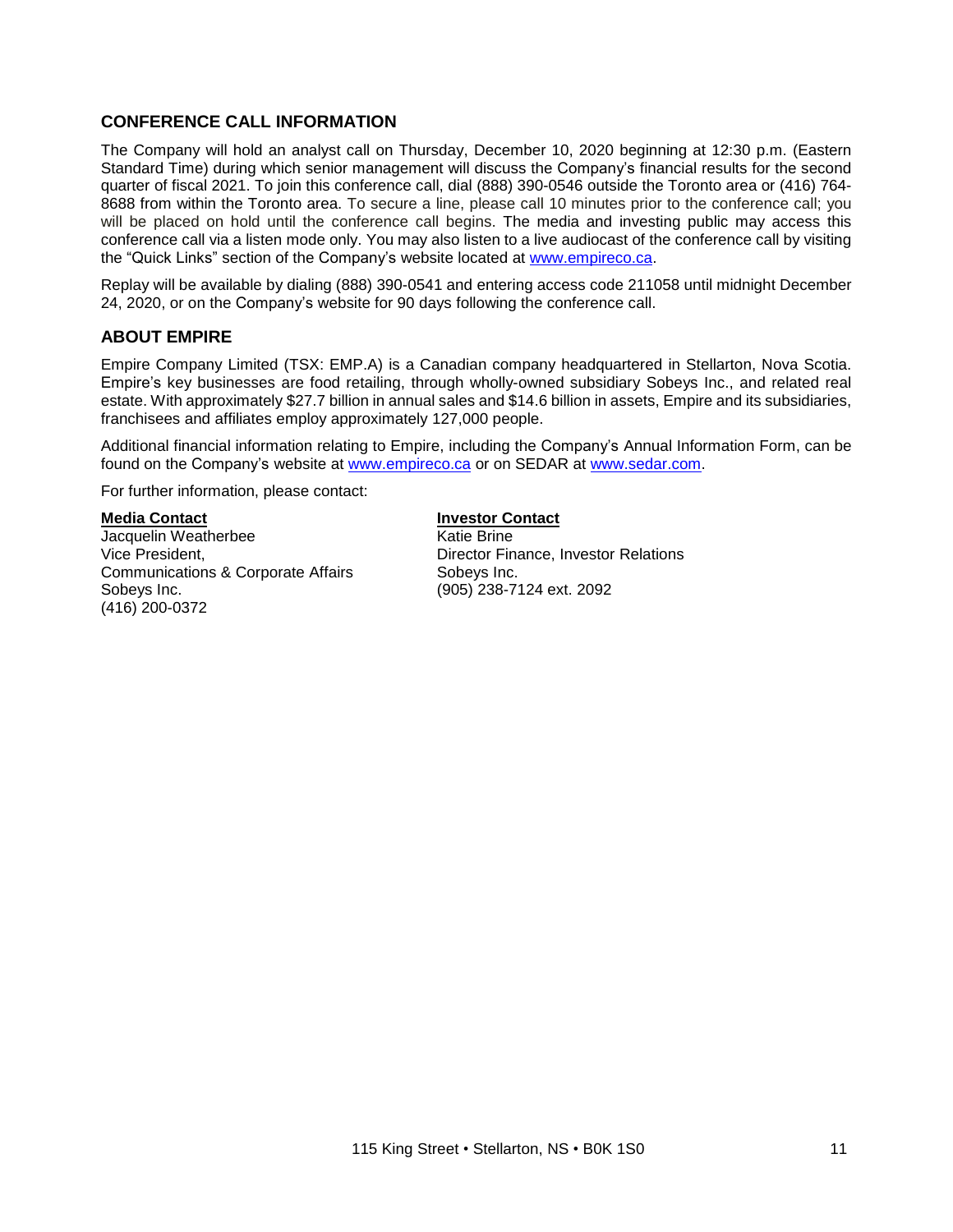## CONFERENCE CALL INFORMATION

The Company will hold an analyst call on Thursday, December 10, 2020 beginning at 12:30 p.m. (Eastern Standard Time) during which senior management will discuss the Company's financial results for the second quarter of fiscal 2021. To join this conference call, dial (888) 390-0546 outside the Toronto area or (416) 764-8688 from within the Toronto area. To secure a line, please call 10 minutes prior to the conference call; you will be placed on hold until the conference call begins. The media and investing public may access this conference call via a listen mode only. You may also listen to a live audiocast of the conference call by visiting the "Quick Links" section of the Company's website located at www.empireco.ca.

Replay will be available by dialing (888) 390-0541 and entering access code 211058 until midnight December 24, 2020, or on the Company's website for 90 days following the conference call.

## ABOUT EMPIRE

Empire Company Limited (TSX: EMP.A) is a Canadian company headquartered in Stellarton, Nova Scotia. Empire's key businesses are food retailing, through wholly-owned subsidiary Sobeys Inc., and related real estate. With approximately $27.7 billion in annual sales and $14.6 billion in assets, Empire and its subsidiaries, franchisees and affiliates employ approximately 127,000 people.

Additional financial information relating to Empire, including the Company's Annual Information Form, can be found on the Company's website at www.empireco.ca or on SEDAR at www.sedar.com.

For further information, please contact:

**Media Contact**
Jacquelin Weatherbee
Vice President,
Communications & Corporate Affairs
Sobeys Inc.
(416) 200-0372

**Investor Contact**
Katie Brine
Director Finance, Investor Relations
Sobeys Inc.
(905) 238-7124 ext. 2092

115 King Street • Stellarton, NS • B0K 1S0